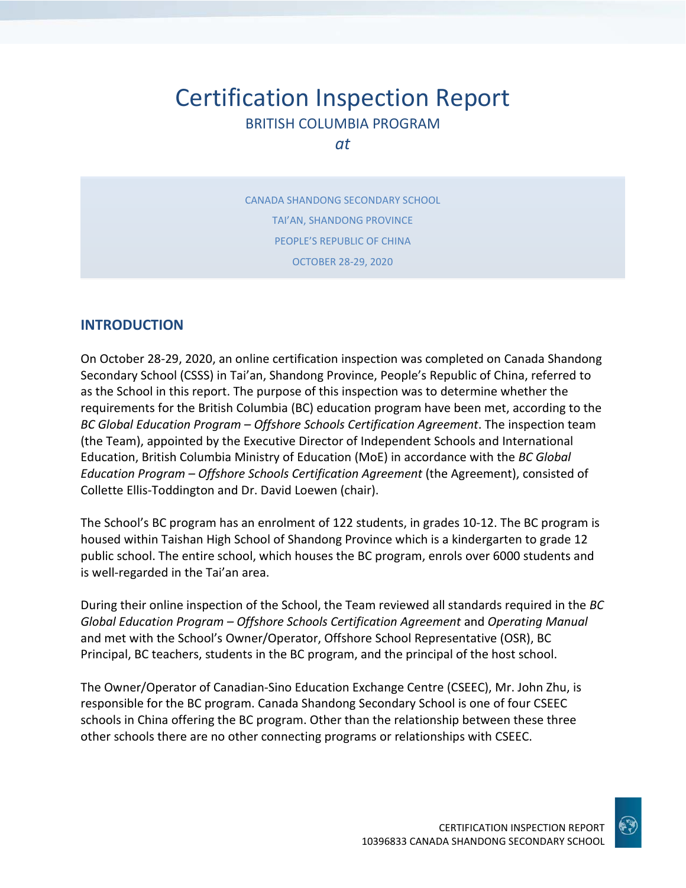# Certification Inspection Report

BRITISH COLUMBIA PROGRAM

*at*

CANADA SHANDONG SECONDARY SCHOOL

TAI'AN, SHANDONG PROVINCE

PEOPLE'S REPUBLIC OF CHINA

OCTOBER 28-29, 2020

## INTRODUCTION

On October 28-29, 2020, an online certification inspection was completed on Canada Shandong Secondary School (CSSS) in Tai'an, Shandong Province, People's Republic of China, referred to as the School in this report. The purpose of this inspection was to determine whether the requirements for the British Columbia (BC) education program have been met, according to the *BC Global Education Program – Offshore Schools Certification Agreement*. The inspection team (the Team), appointed by the Executive Director of Independent Schools and International Education, British Columbia Ministry of Education (MoE) in accordance with the *BC Global Education Program – Offshore Schools Certification Agreement* (the Agreement), consisted of Collette Ellis-Toddington and Dr. David Loewen (chair).

The School's BC program has an enrolment of 122 students, in grades 10-12. The BC program is housed within Taishan High School of Shandong Province which is a kindergarten to grade 12 public school. The entire school, which houses the BC program, enrols over 6000 students and is well-regarded in the Tai'an area.

During their online inspection of the School, the Team reviewed all standards required in the *BC Global Education Program – Offshore Schools Certification Agreement* and *Operating Manual* and met with the School's Owner/Operator, Offshore School Representative (OSR), BC Principal, BC teachers, students in the BC program, and the principal of the host school.

The Owner/Operator of Canadian-Sino Education Exchange Centre (CSEEC), Mr. John Zhu, is responsible for the BC program. Canada Shandong Secondary School is one of four CSEEC schools in China offering the BC program. Other than the relationship between these three other schools there are no other connecting programs or relationships with CSEEC.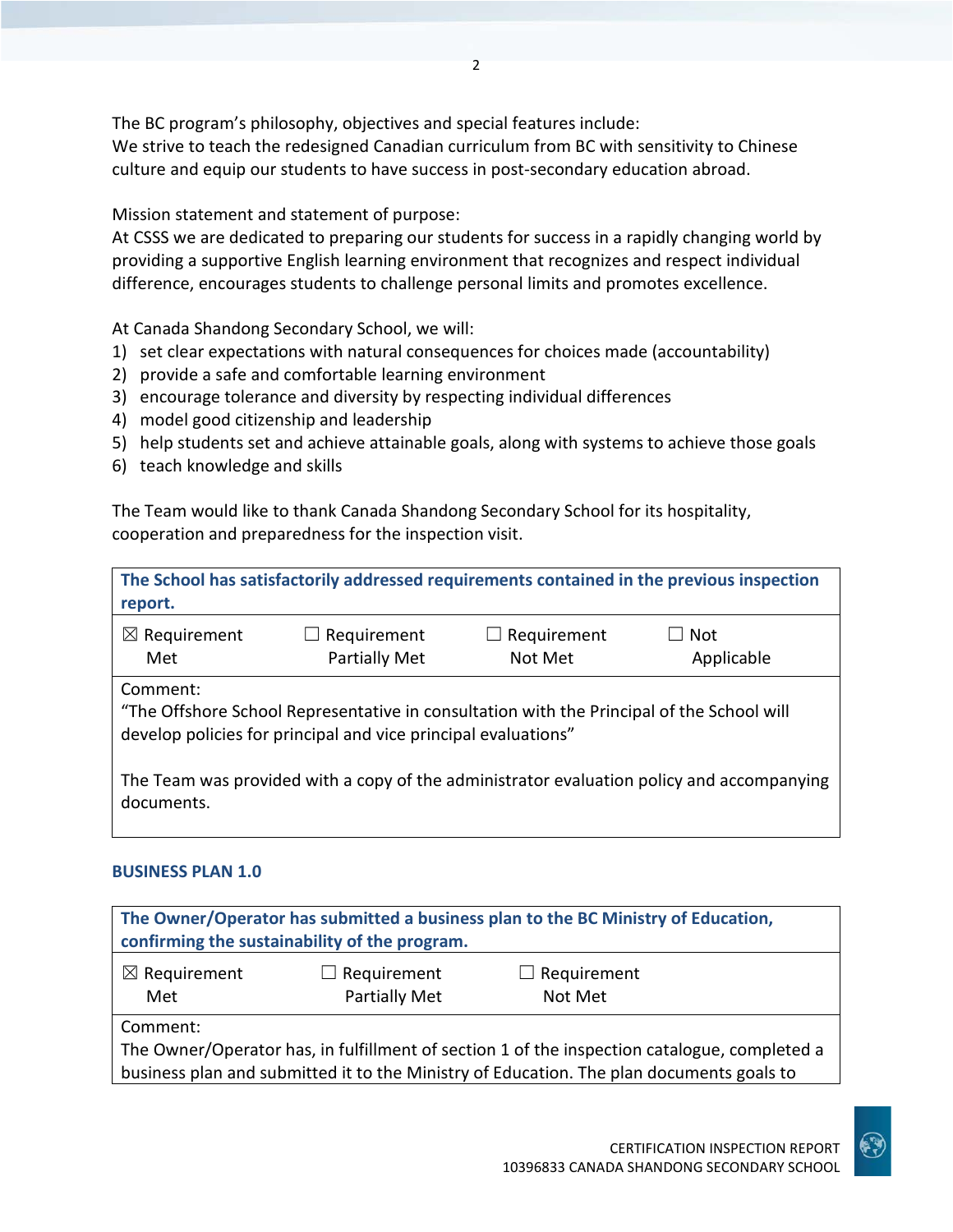The BC program's philosophy, objectives and special features include:
We strive to teach the redesigned Canadian curriculum from BC with sensitivity to Chinese culture and equip our students to have success in post-secondary education abroad.

Mission statement and statement of purpose:
At CSSS we are dedicated to preparing our students for success in a rapidly changing world by providing a supportive English learning environment that recognizes and respect individual difference, encourages students to challenge personal limits and promotes excellence.

At Canada Shandong Secondary School, we will:

1) set clear expectations with natural consequences for choices made (accountability)
2) provide a safe and comfortable learning environment
3) encourage tolerance and diversity by respecting individual differences
4) model good citizenship and leadership
5) help students set and achieve attainable goals, along with systems to achieve those goals
6) teach knowledge and skills

The Team would like to thank Canada Shandong Secondary School for its hospitality, cooperation and preparedness for the inspection visit.

| **The School has satisfactorily addressed requirements contained in the previous inspection report.** | | | |
|---|---|---|---|
| ☒ Requirement Met | ☐ Requirement Partially Met | ☐ Requirement Not Met | ☐ Not Applicable |
| Comment:<br>"The Offshore School Representative in consultation with the Principal of the School will develop policies for principal and vice principal evaluations"<br><br>The Team was provided with a copy of the administrator evaluation policy and accompanying documents. | | | |

### BUSINESS PLAN 1.0

| **The Owner/Operator has submitted a business plan to the BC Ministry of Education, confirming the sustainability of the program.** | | |
|---|---|---|
| ☒ Requirement Met | ☐ Requirement Partially Met | ☐ Requirement Not Met |
| Comment:<br>The Owner/Operator has, in fulfillment of section 1 of the inspection catalogue, completed a business plan and submitted it to the Ministry of Education. The plan documents goals to | | |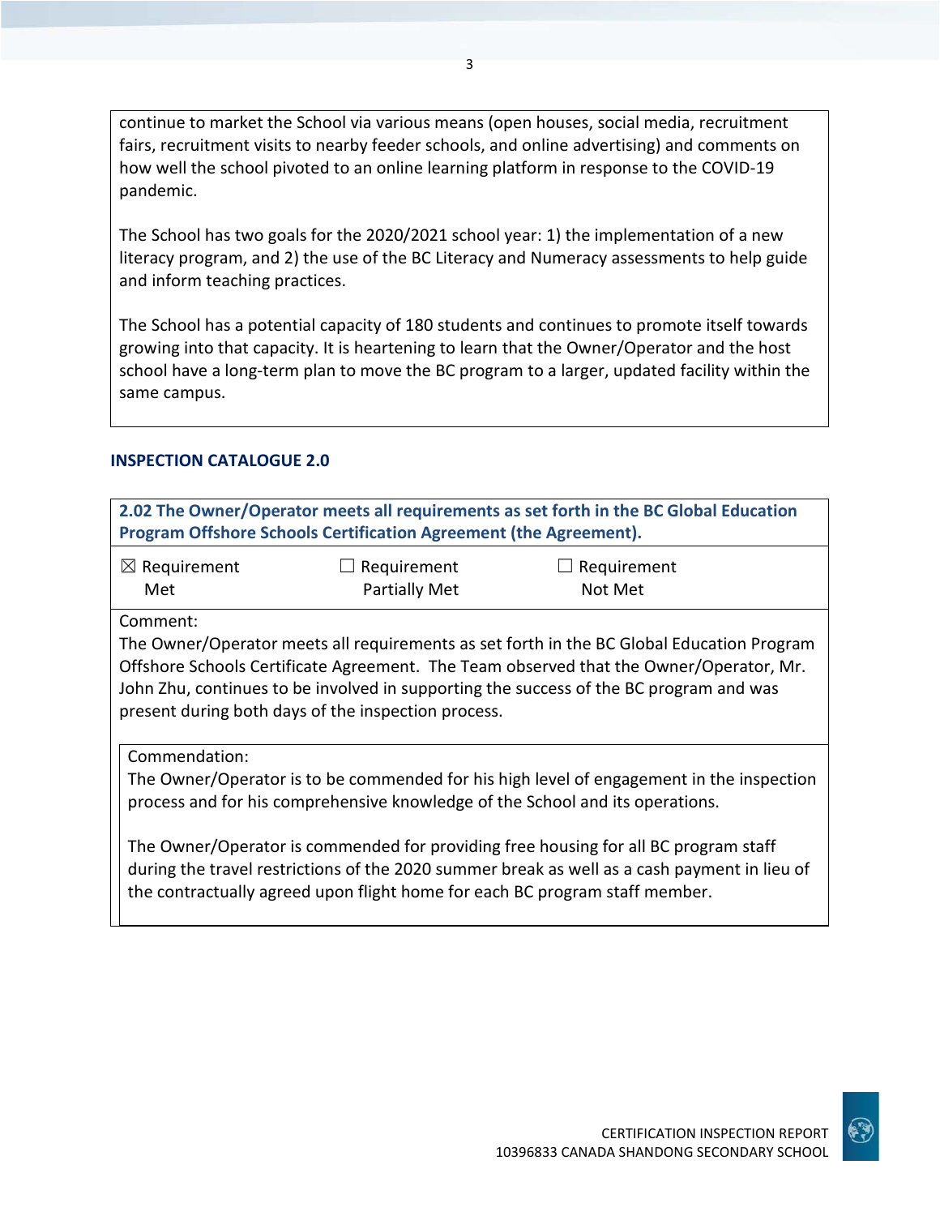continue to market the School via various means (open houses, social media, recruitment fairs, recruitment visits to nearby feeder schools, and online advertising) and comments on how well the school pivoted to an online learning platform in response to the COVID-19 pandemic.

The School has two goals for the 2020/2021 school year: 1) the implementation of a new literacy program, and 2) the use of the BC Literacy and Numeracy assessments to help guide and inform teaching practices.

The School has a potential capacity of 180 students and continues to promote itself towards growing into that capacity. It is heartening to learn that the Owner/Operator and the host school have a long-term plan to move the BC program to a larger, updated facility within the same campus.

## INSPECTION CATALOGUE 2.0

**2.02 The Owner/Operator meets all requirements as set forth in the BC Global Education Program Offshore Schools Certification Agreement (the Agreement).**

☒ Requirement Met ☐ Requirement Partially Met ☐ Requirement Not Met

Comment:
The Owner/Operator meets all requirements as set forth in the BC Global Education Program Offshore Schools Certificate Agreement. The Team observed that the Owner/Operator, Mr. John Zhu, continues to be involved in supporting the success of the BC program and was present during both days of the inspection process.

Commendation:
The Owner/Operator is to be commended for his high level of engagement in the inspection process and for his comprehensive knowledge of the School and its operations.

The Owner/Operator is commended for providing free housing for all BC program staff during the travel restrictions of the 2020 summer break as well as a cash payment in lieu of the contractually agreed upon flight home for each BC program staff member.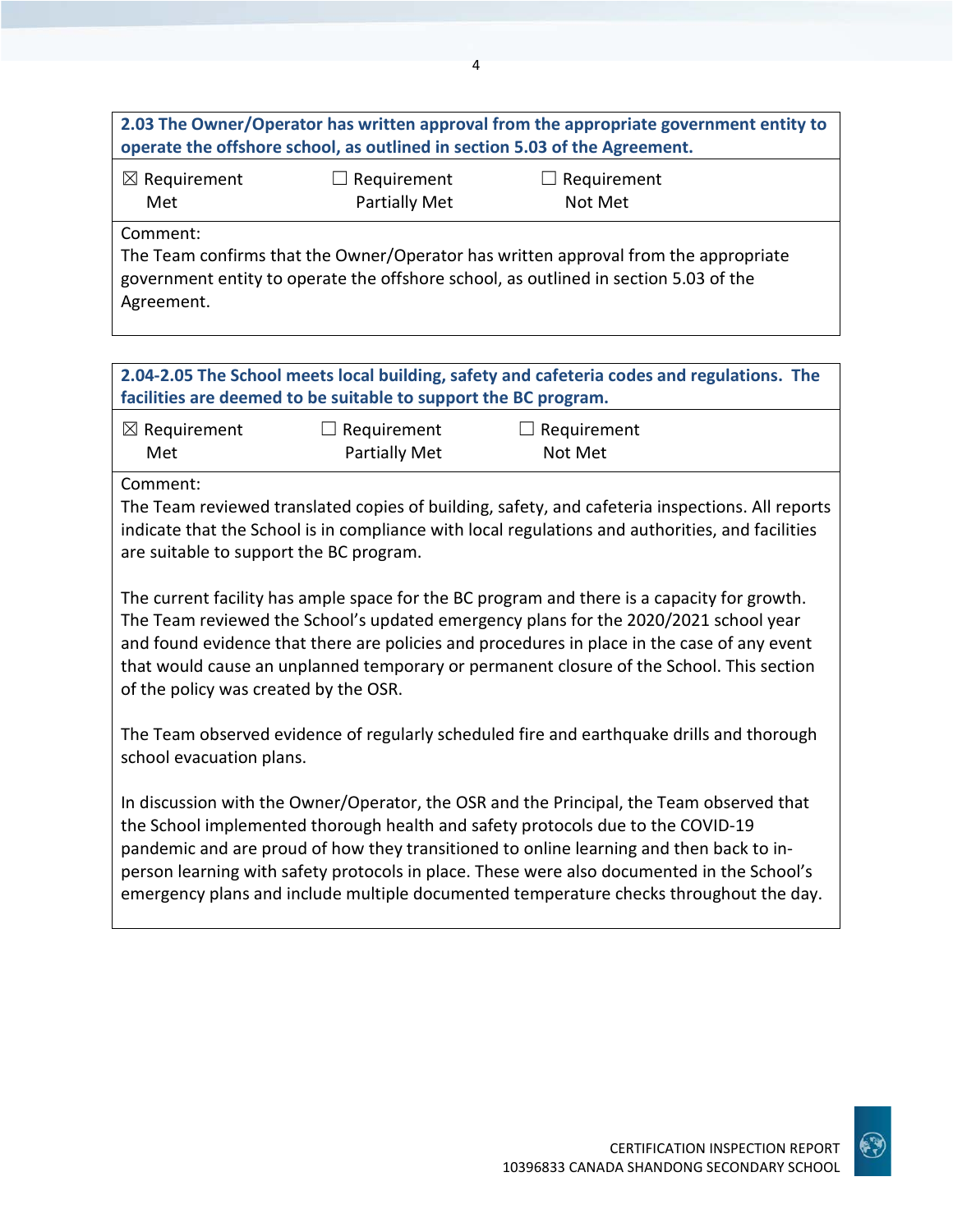**2.03 The Owner/Operator has written approval from the appropriate government entity to operate the offshore school, as outlined in section 5.03 of the Agreement.**

| ☒ Requirement Met | ☐ Requirement Partially Met | ☐ Requirement Not Met |
|---|---|---|

Comment:
The Team confirms that the Owner/Operator has written approval from the appropriate government entity to operate the offshore school, as outlined in section 5.03 of the Agreement.

**2.04-2.05 The School meets local building, safety and cafeteria codes and regulations. The facilities are deemed to be suitable to support the BC program.**

| ☒ Requirement Met | ☐ Requirement Partially Met | ☐ Requirement Not Met |
|---|---|---|

Comment:
The Team reviewed translated copies of building, safety, and cafeteria inspections. All reports indicate that the School is in compliance with local regulations and authorities, and facilities are suitable to support the BC program.

The current facility has ample space for the BC program and there is a capacity for growth. The Team reviewed the School's updated emergency plans for the 2020/2021 school year and found evidence that there are policies and procedures in place in the case of any event that would cause an unplanned temporary or permanent closure of the School. This section of the policy was created by the OSR.

The Team observed evidence of regularly scheduled fire and earthquake drills and thorough school evacuation plans.

In discussion with the Owner/Operator, the OSR and the Principal, the Team observed that the School implemented thorough health and safety protocols due to the COVID-19 pandemic and are proud of how they transitioned to online learning and then back to in-person learning with safety protocols in place. These were also documented in the School's emergency plans and include multiple documented temperature checks throughout the day.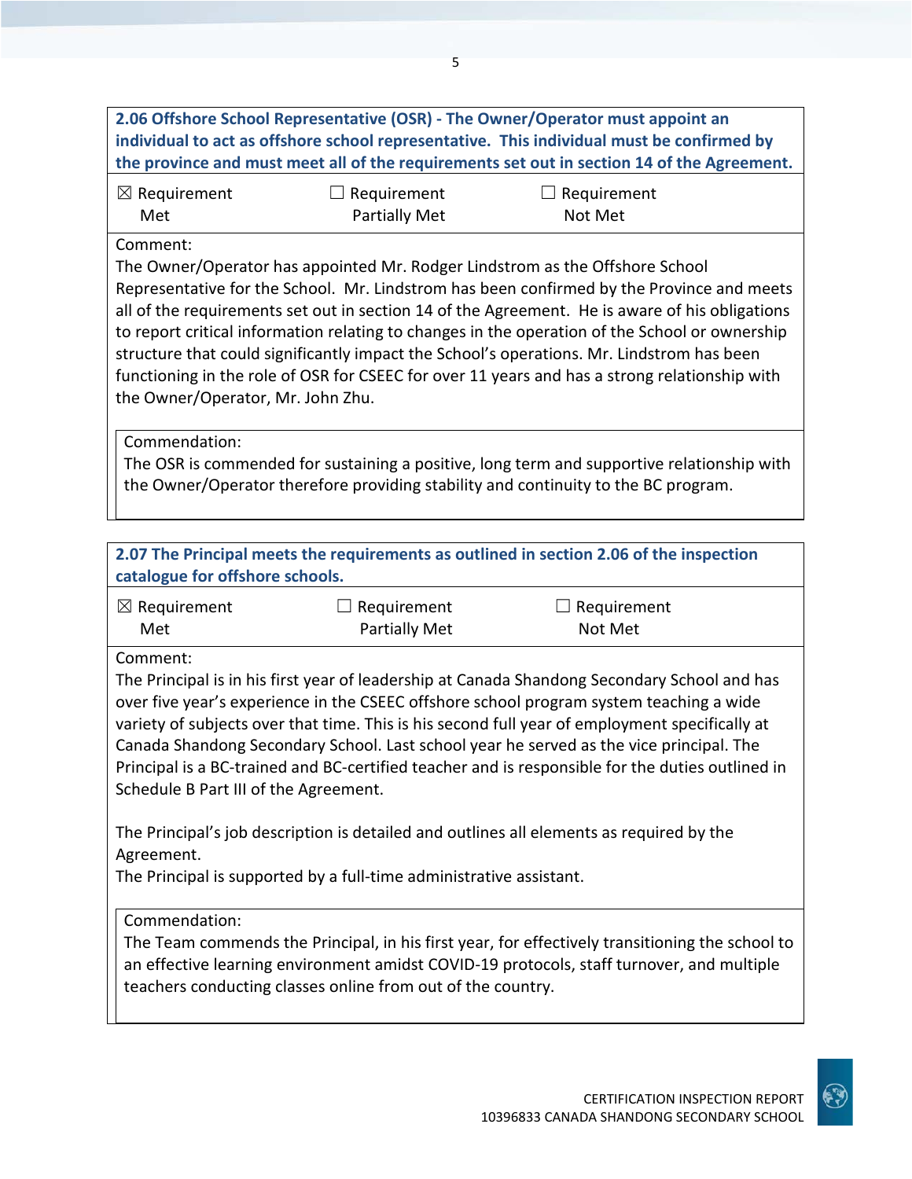**2.06 Offshore School Representative (OSR) - The Owner/Operator must appoint an individual to act as offshore school representative. This individual must be confirmed by the province and must meet all of the requirements set out in section 14 of the Agreement.**

| ☒ Requirement Met | ☐ Requirement Partially Met | ☐ Requirement Not Met |
|---|---|---|

Comment:
The Owner/Operator has appointed Mr. Rodger Lindstrom as the Offshore School Representative for the School. Mr. Lindstrom has been confirmed by the Province and meets all of the requirements set out in section 14 of the Agreement. He is aware of his obligations to report critical information relating to changes in the operation of the School or ownership structure that could significantly impact the School's operations. Mr. Lindstrom has been functioning in the role of OSR for CSEEC for over 11 years and has a strong relationship with the Owner/Operator, Mr. John Zhu.

Commendation:
The OSR is commended for sustaining a positive, long term and supportive relationship with the Owner/Operator therefore providing stability and continuity to the BC program.

**2.07 The Principal meets the requirements as outlined in section 2.06 of the inspection catalogue for offshore schools.**

| ☒ Requirement Met | ☐ Requirement Partially Met | ☐ Requirement Not Met |
|---|---|---|

Comment:
The Principal is in his first year of leadership at Canada Shandong Secondary School and has over five year's experience in the CSEEC offshore school program system teaching a wide variety of subjects over that time. This is his second full year of employment specifically at Canada Shandong Secondary School. Last school year he served as the vice principal. The Principal is a BC-trained and BC-certified teacher and is responsible for the duties outlined in Schedule B Part III of the Agreement.

The Principal's job description is detailed and outlines all elements as required by the Agreement.
The Principal is supported by a full-time administrative assistant.

Commendation:
The Team commends the Principal, in his first year, for effectively transitioning the school to an effective learning environment amidst COVID-19 protocols, staff turnover, and multiple teachers conducting classes online from out of the country.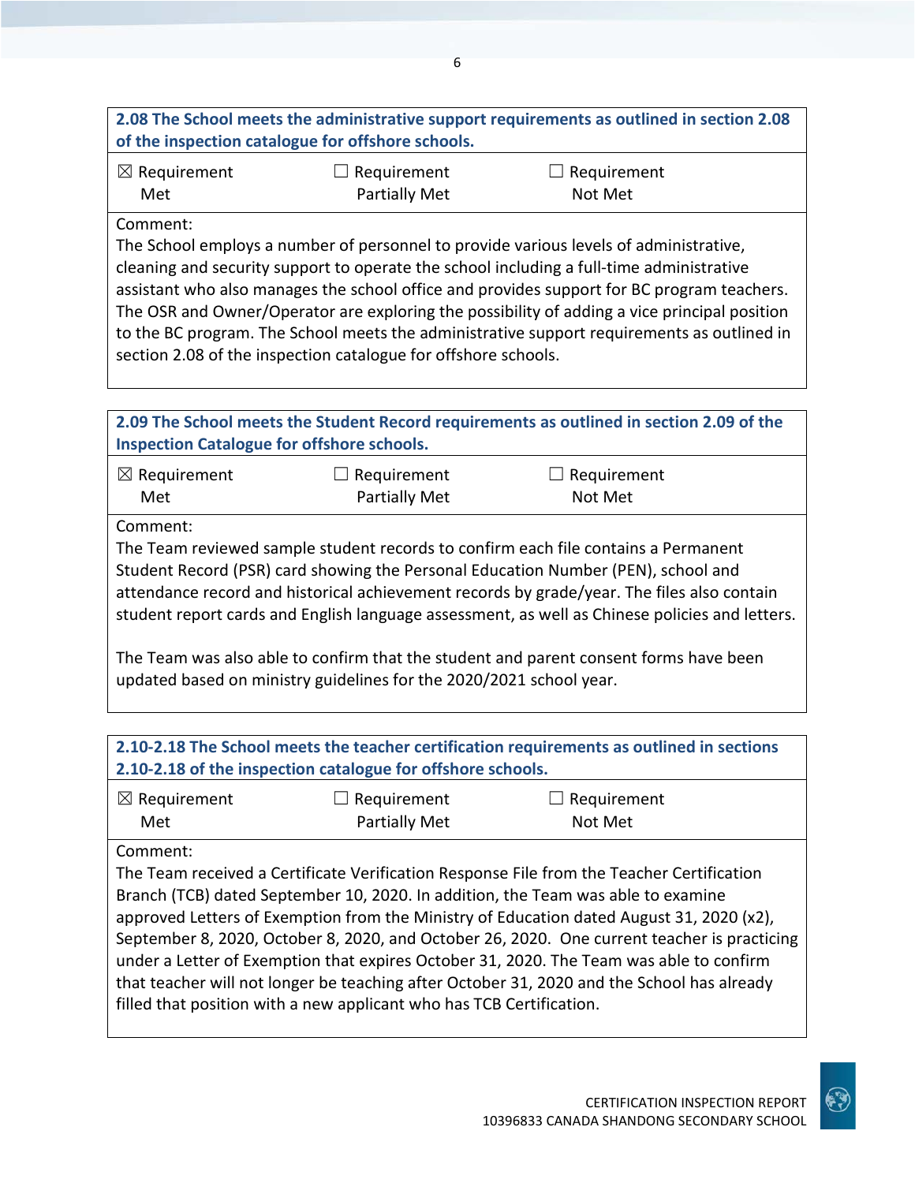| **2.08 The School meets the administrative support requirements as outlined in section 2.08 of the inspection catalogue for offshore schools.** | | |
|---|---|---|
| ☒ Requirement Met | ☐ Requirement Partially Met | ☐ Requirement Not Met |

Comment:
The School employs a number of personnel to provide various levels of administrative, cleaning and security support to operate the school including a full-time administrative assistant who also manages the school office and provides support for BC program teachers. The OSR and Owner/Operator are exploring the possibility of adding a vice principal position to the BC program. The School meets the administrative support requirements as outlined in section 2.08 of the inspection catalogue for offshore schools.

| **2.09 The School meets the Student Record requirements as outlined in section 2.09 of the Inspection Catalogue for offshore schools.** | | |
|---|---|---|
| ☒ Requirement Met | ☐ Requirement Partially Met | ☐ Requirement Not Met |

Comment:
The Team reviewed sample student records to confirm each file contains a Permanent Student Record (PSR) card showing the Personal Education Number (PEN), school and attendance record and historical achievement records by grade/year. The files also contain student report cards and English language assessment, as well as Chinese policies and letters.

The Team was also able to confirm that the student and parent consent forms have been updated based on ministry guidelines for the 2020/2021 school year.

| **2.10-2.18 The School meets the teacher certification requirements as outlined in sections 2.10-2.18 of the inspection catalogue for offshore schools.** | | |
|---|---|---|
| ☒ Requirement Met | ☐ Requirement Partially Met | ☐ Requirement Not Met |

Comment:
The Team received a Certificate Verification Response File from the Teacher Certification Branch (TCB) dated September 10, 2020. In addition, the Team was able to examine approved Letters of Exemption from the Ministry of Education dated August 31, 2020 (x2), September 8, 2020, October 8, 2020, and October 26, 2020. One current teacher is practicing under a Letter of Exemption that expires October 31, 2020. The Team was able to confirm that teacher will not longer be teaching after October 31, 2020 and the School has already filled that position with a new applicant who has TCB Certification.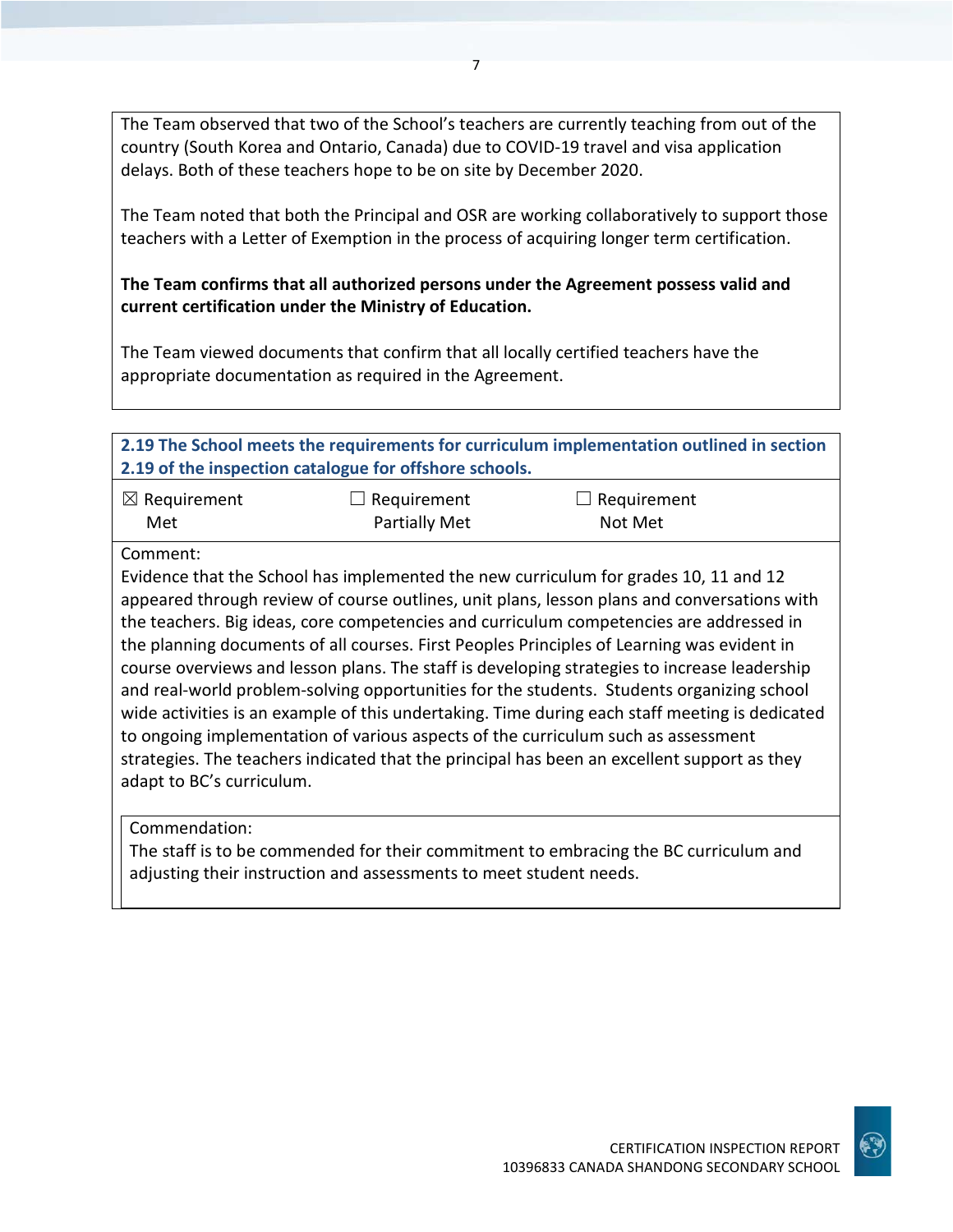The Team observed that two of the School's teachers are currently teaching from out of the country (South Korea and Ontario, Canada) due to COVID-19 travel and visa application delays. Both of these teachers hope to be on site by December 2020.

The Team noted that both the Principal and OSR are working collaboratively to support those teachers with a Letter of Exemption in the process of acquiring longer term certification.

**The Team confirms that all authorized persons under the Agreement possess valid and current certification under the Ministry of Education.**

The Team viewed documents that confirm that all locally certified teachers have the appropriate documentation as required in the Agreement.

**2.19 The School meets the requirements for curriculum implementation outlined in section 2.19 of the inspection catalogue for offshore schools.**

| ☒ Requirement Met | ☐ Requirement Partially Met | ☐ Requirement Not Met |
| --- | --- | --- |

Comment:

Evidence that the School has implemented the new curriculum for grades 10, 11 and 12 appeared through review of course outlines, unit plans, lesson plans and conversations with the teachers. Big ideas, core competencies and curriculum competencies are addressed in the planning documents of all courses. First Peoples Principles of Learning was evident in course overviews and lesson plans. The staff is developing strategies to increase leadership and real-world problem-solving opportunities for the students. Students organizing school wide activities is an example of this undertaking. Time during each staff meeting is dedicated to ongoing implementation of various aspects of the curriculum such as assessment strategies. The teachers indicated that the principal has been an excellent support as they adapt to BC's curriculum.

Commendation:

The staff is to be commended for their commitment to embracing the BC curriculum and adjusting their instruction and assessments to meet student needs.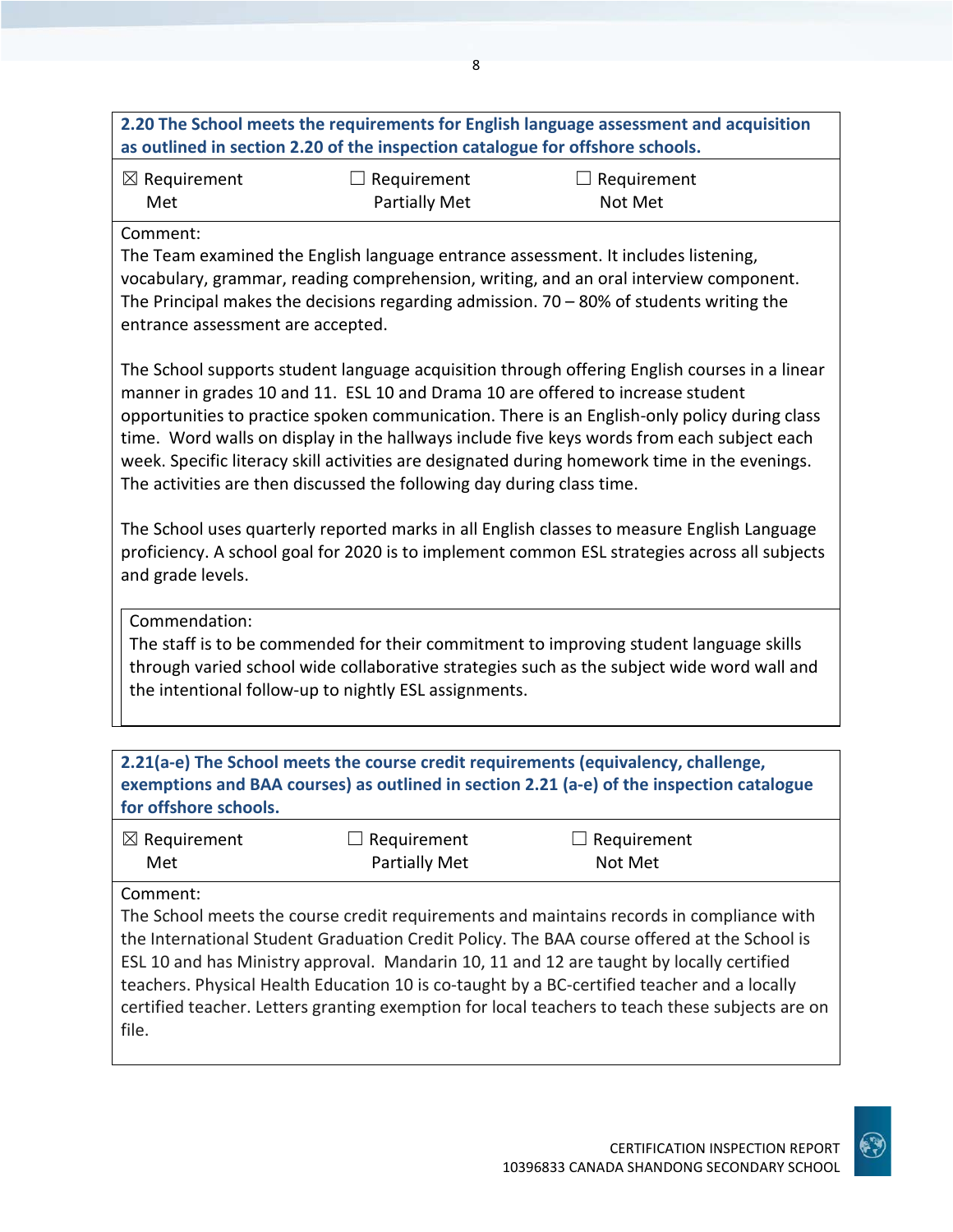**2.20 The School meets the requirements for English language assessment and acquisition as outlined in section 2.20 of the inspection catalogue for offshore schools.**

| ☒ Requirement Met | ☐ Requirement Partially Met | ☐ Requirement Not Met |
|---|---|---|

Comment:
The Team examined the English language entrance assessment. It includes listening, vocabulary, grammar, reading comprehension, writing, and an oral interview component. The Principal makes the decisions regarding admission. 70 – 80% of students writing the entrance assessment are accepted.

The School supports student language acquisition through offering English courses in a linear manner in grades 10 and 11. ESL 10 and Drama 10 are offered to increase student opportunities to practice spoken communication. There is an English-only policy during class time. Word walls on display in the hallways include five keys words from each subject each week. Specific literacy skill activities are designated during homework time in the evenings. The activities are then discussed the following day during class time.

The School uses quarterly reported marks in all English classes to measure English Language proficiency. A school goal for 2020 is to implement common ESL strategies across all subjects and grade levels.

Commendation:
The staff is to be commended for their commitment to improving student language skills through varied school wide collaborative strategies such as the subject wide word wall and the intentional follow-up to nightly ESL assignments.

**2.21(a-e) The School meets the course credit requirements (equivalency, challenge, exemptions and BAA courses) as outlined in section 2.21 (a-e) of the inspection catalogue for offshore schools.**

| ☒ Requirement Met | ☐ Requirement Partially Met | ☐ Requirement Not Met |
|---|---|---|

Comment:
The School meets the course credit requirements and maintains records in compliance with the International Student Graduation Credit Policy. The BAA course offered at the School is ESL 10 and has Ministry approval. Mandarin 10, 11 and 12 are taught by locally certified teachers. Physical Health Education 10 is co-taught by a BC-certified teacher and a locally certified teacher. Letters granting exemption for local teachers to teach these subjects are on file.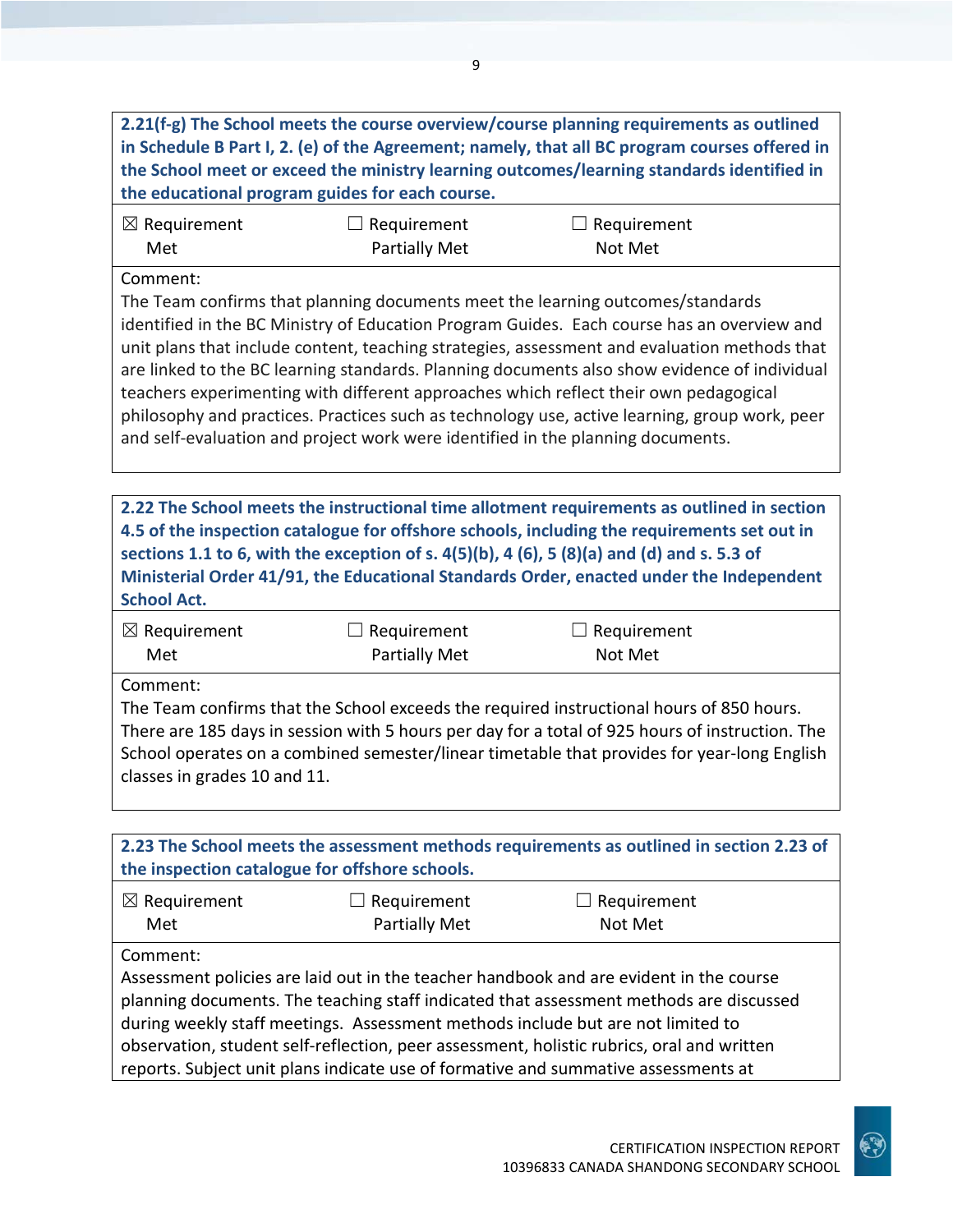**2.21(f-g) The School meets the course overview/course planning requirements as outlined in Schedule B Part I, 2. (e) of the Agreement; namely, that all BC program courses offered in the School meet or exceed the ministry learning outcomes/learning standards identified in the educational program guides for each course.**

| ☒ Requirement Met | ☐ Requirement Partially Met | ☐ Requirement Not Met |
|---|---|---|

Comment:
The Team confirms that planning documents meet the learning outcomes/standards identified in the BC Ministry of Education Program Guides. Each course has an overview and unit plans that include content, teaching strategies, assessment and evaluation methods that are linked to the BC learning standards. Planning documents also show evidence of individual teachers experimenting with different approaches which reflect their own pedagogical philosophy and practices. Practices such as technology use, active learning, group work, peer and self-evaluation and project work were identified in the planning documents.

**2.22 The School meets the instructional time allotment requirements as outlined in section 4.5 of the inspection catalogue for offshore schools, including the requirements set out in sections 1.1 to 6, with the exception of s. 4(5)(b), 4 (6), 5 (8)(a) and (d) and s. 5.3 of Ministerial Order 41/91, the Educational Standards Order, enacted under the Independent School Act.**

| ☒ Requirement Met | ☐ Requirement Partially Met | ☐ Requirement Not Met |
|---|---|---|

Comment:
The Team confirms that the School exceeds the required instructional hours of 850 hours. There are 185 days in session with 5 hours per day for a total of 925 hours of instruction. The School operates on a combined semester/linear timetable that provides for year-long English classes in grades 10 and 11.

**2.23 The School meets the assessment methods requirements as outlined in section 2.23 of the inspection catalogue for offshore schools.**

| ☒ Requirement Met | ☐ Requirement Partially Met | ☐ Requirement Not Met |
|---|---|---|

Comment:
Assessment policies are laid out in the teacher handbook and are evident in the course planning documents. The teaching staff indicated that assessment methods are discussed during weekly staff meetings. Assessment methods include but are not limited to observation, student self-reflection, peer assessment, holistic rubrics, oral and written reports. Subject unit plans indicate use of formative and summative assessments at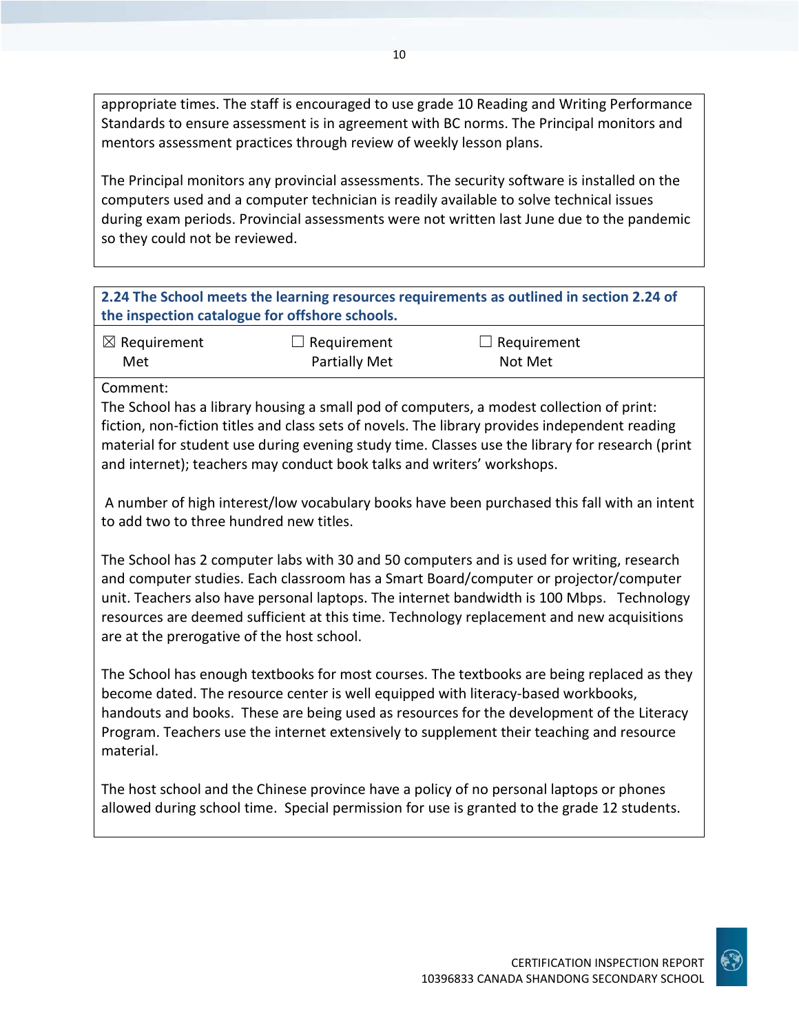appropriate times. The staff is encouraged to use grade 10 Reading and Writing Performance Standards to ensure assessment is in agreement with BC norms. The Principal monitors and mentors assessment practices through review of weekly lesson plans.

The Principal monitors any provincial assessments. The security software is installed on the computers used and a computer technician is readily available to solve technical issues during exam periods. Provincial assessments were not written last June due to the pandemic so they could not be reviewed.

**2.24 The School meets the learning resources requirements as outlined in section 2.24 of the inspection catalogue for offshore schools.**

| ☒ Requirement Met | ☐ Requirement Partially Met | ☐ Requirement Not Met |
|---|---|---|

Comment:

The School has a library housing a small pod of computers, a modest collection of print: fiction, non-fiction titles and class sets of novels. The library provides independent reading material for student use during evening study time. Classes use the library for research (print and internet); teachers may conduct book talks and writers' workshops.

A number of high interest/low vocabulary books have been purchased this fall with an intent to add two to three hundred new titles.

The School has 2 computer labs with 30 and 50 computers and is used for writing, research and computer studies. Each classroom has a Smart Board/computer or projector/computer unit. Teachers also have personal laptops. The internet bandwidth is 100 Mbps. Technology resources are deemed sufficient at this time. Technology replacement and new acquisitions are at the prerogative of the host school.

The School has enough textbooks for most courses. The textbooks are being replaced as they become dated. The resource center is well equipped with literacy-based workbooks, handouts and books. These are being used as resources for the development of the Literacy Program. Teachers use the internet extensively to supplement their teaching and resource material.

The host school and the Chinese province have a policy of no personal laptops or phones allowed during school time. Special permission for use is granted to the grade 12 students.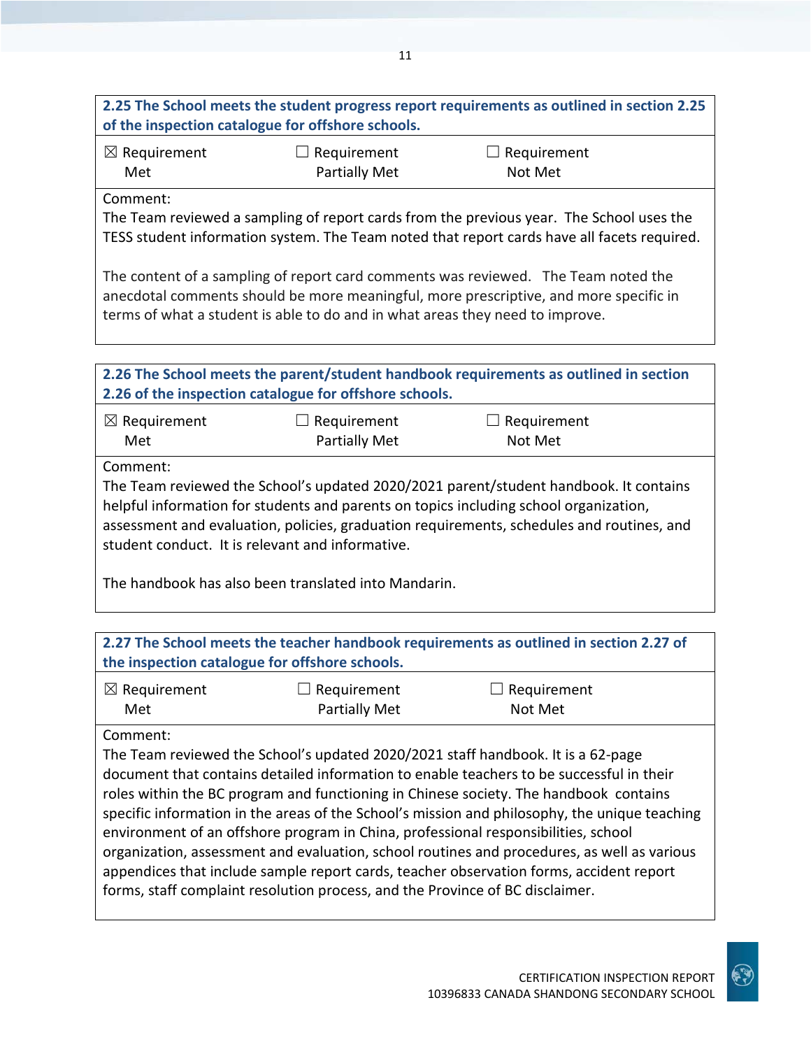**2.25 The School meets the student progress report requirements as outlined in section 2.25 of the inspection catalogue for offshore schools.**

| ☒ Requirement Met | ☐ Requirement Partially Met | ☐ Requirement Not Met |
|---|---|---|

Comment:

The Team reviewed a sampling of report cards from the previous year. The School uses the TESS student information system. The Team noted that report cards have all facets required.

The content of a sampling of report card comments was reviewed. The Team noted the anecdotal comments should be more meaningful, more prescriptive, and more specific in terms of what a student is able to do and in what areas they need to improve.

**2.26 The School meets the parent/student handbook requirements as outlined in section 2.26 of the inspection catalogue for offshore schools.**

| ☒ Requirement Met | ☐ Requirement Partially Met | ☐ Requirement Not Met |
|---|---|---|

Comment:

The Team reviewed the School's updated 2020/2021 parent/student handbook. It contains helpful information for students and parents on topics including school organization, assessment and evaluation, policies, graduation requirements, schedules and routines, and student conduct. It is relevant and informative.

The handbook has also been translated into Mandarin.

**2.27 The School meets the teacher handbook requirements as outlined in section 2.27 of the inspection catalogue for offshore schools.**

| ☒ Requirement Met | ☐ Requirement Partially Met | ☐ Requirement Not Met |
|---|---|---|

Comment:

The Team reviewed the School's updated 2020/2021 staff handbook. It is a 62-page document that contains detailed information to enable teachers to be successful in their roles within the BC program and functioning in Chinese society. The handbook contains specific information in the areas of the School's mission and philosophy, the unique teaching environment of an offshore program in China, professional responsibilities, school organization, assessment and evaluation, school routines and procedures, as well as various appendices that include sample report cards, teacher observation forms, accident report forms, staff complaint resolution process, and the Province of BC disclaimer.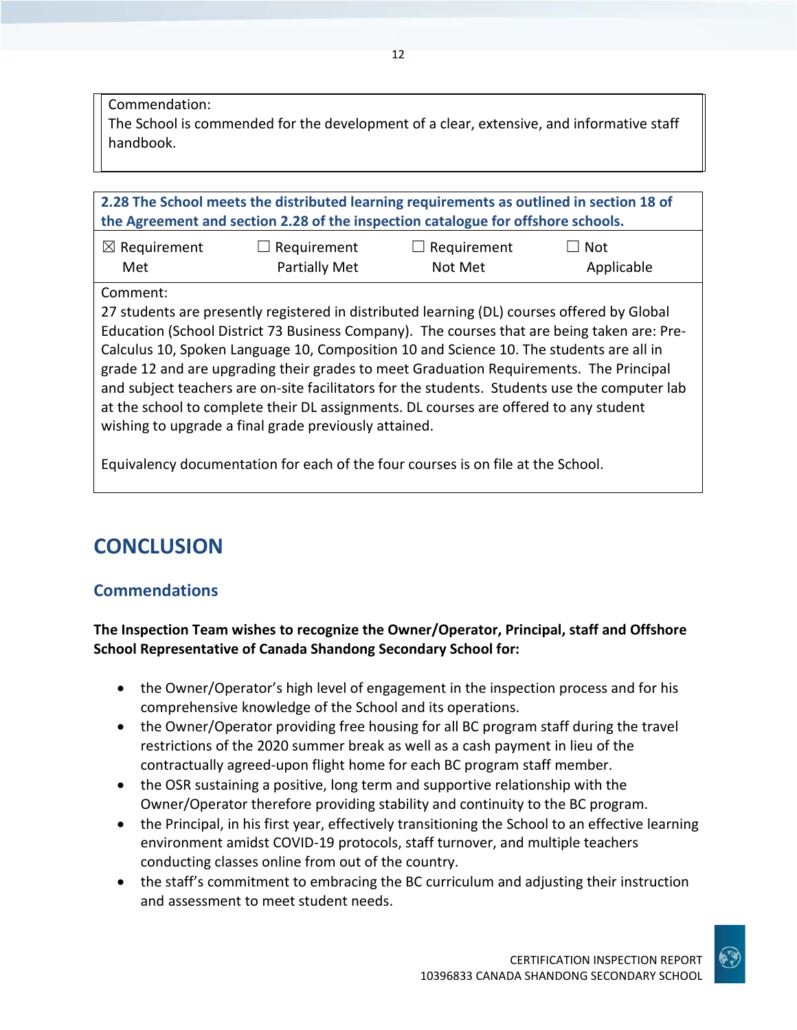Commendation:
The School is commended for the development of a clear, extensive, and informative staff handbook.

**2.28 The School meets the distributed learning requirements as outlined in section 18 of the Agreement and section 2.28 of the inspection catalogue for offshore schools.**

| ☒ Requirement Met | ☐ Requirement Partially Met | ☐ Requirement Not Met | ☐ Not Applicable |
|---|---|---|---|

Comment:
27 students are presently registered in distributed learning (DL) courses offered by Global Education (School District 73 Business Company). The courses that are being taken are: Pre-Calculus 10, Spoken Language 10, Composition 10 and Science 10. The students are all in grade 12 and are upgrading their grades to meet Graduation Requirements. The Principal and subject teachers are on-site facilitators for the students. Students use the computer lab at the school to complete their DL assignments. DL courses are offered to any student wishing to upgrade a final grade previously attained.

Equivalency documentation for each of the four courses is on file at the School.

# CONCLUSION

## Commendations

**The Inspection Team wishes to recognize the Owner/Operator, Principal, staff and Offshore School Representative of Canada Shandong Secondary School for:**

- the Owner/Operator's high level of engagement in the inspection process and for his comprehensive knowledge of the School and its operations.
- the Owner/Operator providing free housing for all BC program staff during the travel restrictions of the 2020 summer break as well as a cash payment in lieu of the contractually agreed-upon flight home for each BC program staff member.
- the OSR sustaining a positive, long term and supportive relationship with the Owner/Operator therefore providing stability and continuity to the BC program.
- the Principal, in his first year, effectively transitioning the School to an effective learning environment amidst COVID-19 protocols, staff turnover, and multiple teachers conducting classes online from out of the country.
- the staff's commitment to embracing the BC curriculum and adjusting their instruction and assessment to meet student needs.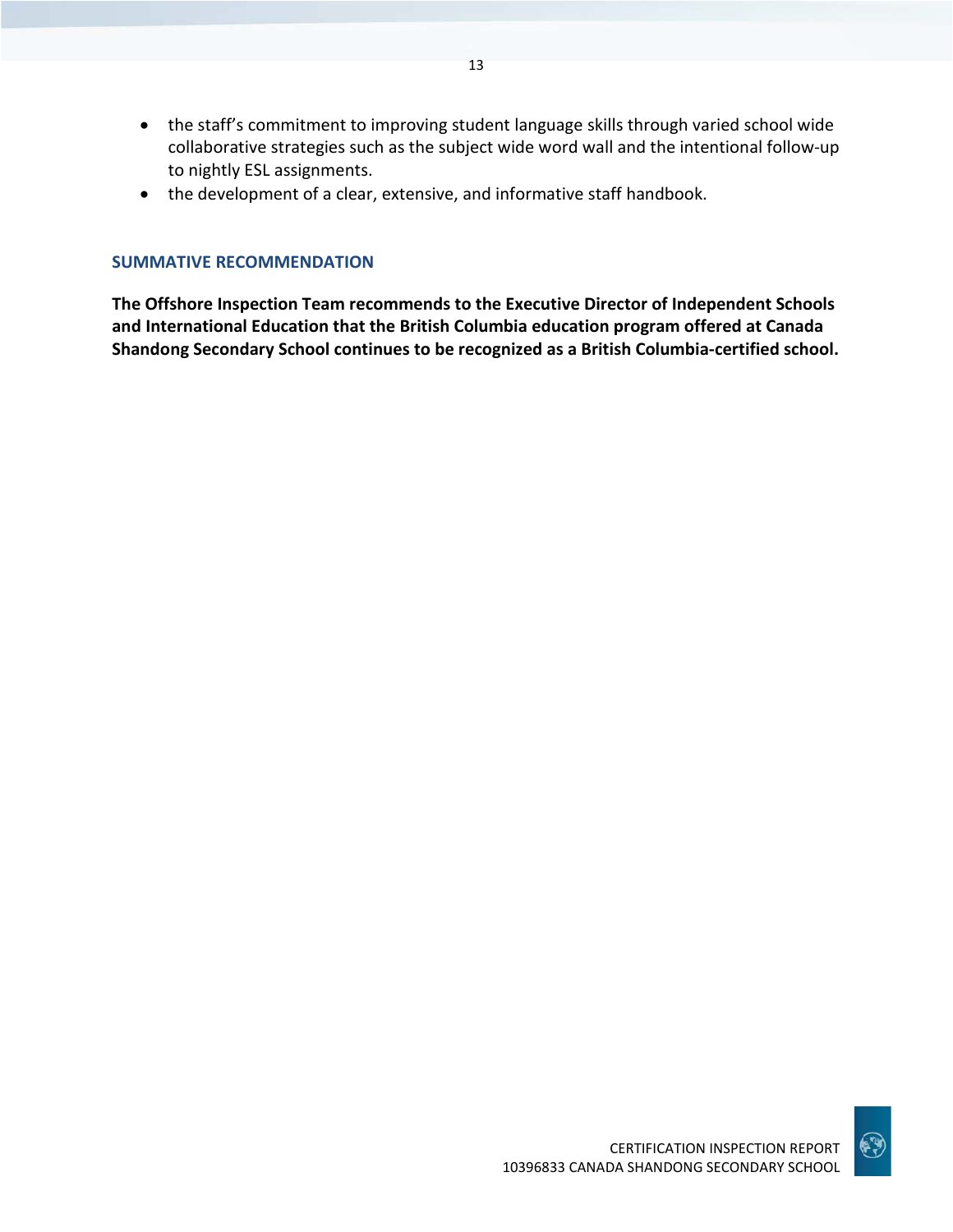- the staff's commitment to improving student language skills through varied school wide collaborative strategies such as the subject wide word wall and the intentional follow-up to nightly ESL assignments.
- the development of a clear, extensive, and informative staff handbook.

### SUMMATIVE RECOMMENDATION

**The Offshore Inspection Team recommends to the Executive Director of Independent Schools and International Education that the British Columbia education program offered at Canada Shandong Secondary School continues to be recognized as a British Columbia-certified school.**